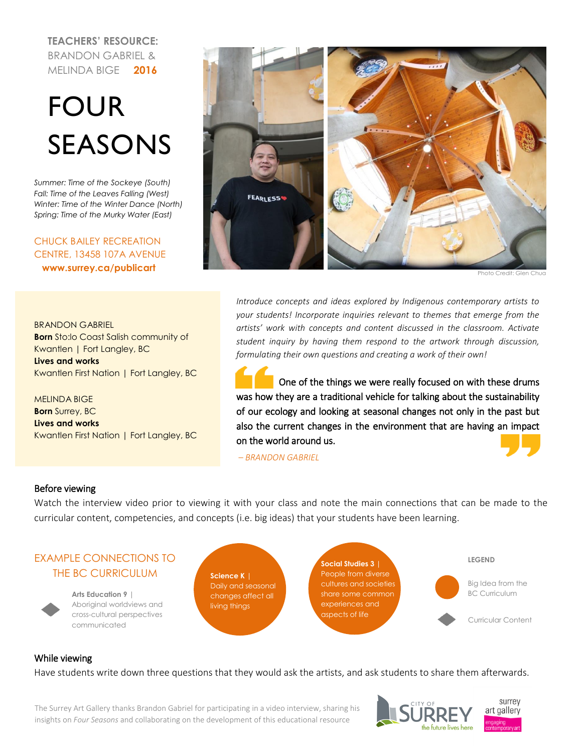**TEACHERS' RESOURCE:**
BRANDON GABRIEL &
MELINDA BIGE **2016**

# FOUR SEASONS

*Summer: Time of the Sockeye (South)*
*Fall: Time of the Leaves Falling (West)*
*Winter: Time of the Winter Dance (North)*
*Spring: Time of the Murky Water (East)*

CHUCK BAILEY RECREATION CENTRE, 13458 107A AVENUE
**www.surrey.ca/publicart**

Photo Credit: Glen Chua

BRANDON GABRIEL
**Born** Sto:lo Coast Salish community of Kwantlen | Fort Langley, BC
**Lives and works**
Kwantlen First Nation | Fort Langley, BC

MELINDA BIGE
**Born** Surrey, BC
**Lives and works**
Kwantlen First Nation | Fort Langley, BC

*Introduce concepts and ideas explored by Indigenous contemporary artists to your students! Incorporate inquiries relevant to themes that emerge from the artists' work with concepts and content discussed in the classroom. Activate student inquiry by having them respond to the artwork through discussion, formulating their own questions and creating a work of their own!*

> One of the things we were really focused on with these drums was how they are a traditional vehicle for talking about the sustainability of our ecology and looking at seasonal changes not only in the past but also the current changes in the environment that are having an impact on the world around us.
>
> *– BRANDON GABRIEL*

## Before viewing

Watch the interview video prior to viewing it with your class and note the main connections that can be made to the curricular content, competencies, and concepts (i.e. big ideas) that your students have been learning.

## EXAMPLE CONNECTIONS TO THE BC CURRICULUM

**Arts Education 9** | Aboriginal worldviews and cross-cultural perspectives communicated

**Science K** | Daily and seasonal changes affect all living things

**Social Studies 3** | People from diverse cultures and societies share some common experiences and aspects of life

**LEGEND**
Big Idea from the BC Curriculum
Curricular Content

## While viewing

Have students write down three questions that they would ask the artists, and ask students to share them afterwards.

The Surrey Art Gallery thanks Brandon Gabriel for participating in a video interview, sharing his insights on *Four Seasons* and collaborating on the development of this educational resource

CITY OF SURREY the future lives here
surrey art gallery engaging contemporary art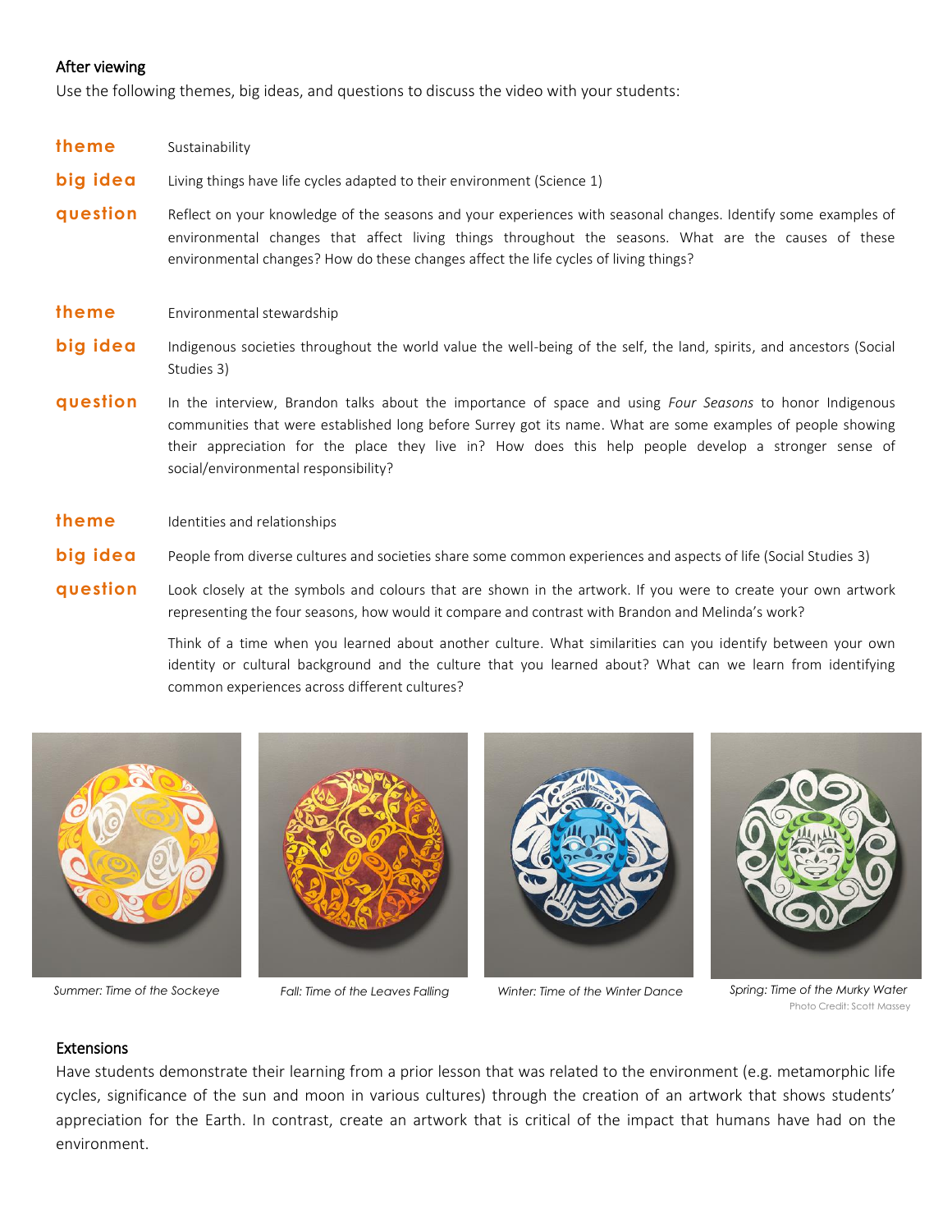## After viewing

Use the following themes, big ideas, and questions to discuss the video with your students:

**theme** Sustainability

**big idea** Living things have life cycles adapted to their environment (Science 1)

**question** Reflect on your knowledge of the seasons and your experiences with seasonal changes. Identify some examples of environmental changes that affect living things throughout the seasons. What are the causes of these environmental changes? How do these changes affect the life cycles of living things?

**theme** Environmental stewardship

**big idea** Indigenous societies throughout the world value the well-being of the self, the land, spirits, and ancestors (Social Studies 3)

**question** In the interview, Brandon talks about the importance of space and using *Four Seasons* to honor Indigenous communities that were established long before Surrey got its name. What are some examples of people showing their appreciation for the place they live in? How does this help people develop a stronger sense of social/environmental responsibility?

**theme** Identities and relationships

**big idea** People from diverse cultures and societies share some common experiences and aspects of life (Social Studies 3)

**question** Look closely at the symbols and colours that are shown in the artwork. If you were to create your own artwork representing the four seasons, how would it compare and contrast with Brandon and Melinda's work?

Think of a time when you learned about another culture. What similarities can you identify between your own identity or cultural background and the culture that you learned about? What can we learn from identifying common experiences across different cultures?

*Summer: Time of the Sockeye*

*Fall: Time of the Leaves Falling*

*Winter: Time of the Winter Dance*

*Spring: Time of the Murky Water*

Photo Credit: Scott Massey

## Extensions

Have students demonstrate their learning from a prior lesson that was related to the environment (e.g. metamorphic life cycles, significance of the sun and moon in various cultures) through the creation of an artwork that shows students' appreciation for the Earth. In contrast, create an artwork that is critical of the impact that humans have had on the environment.